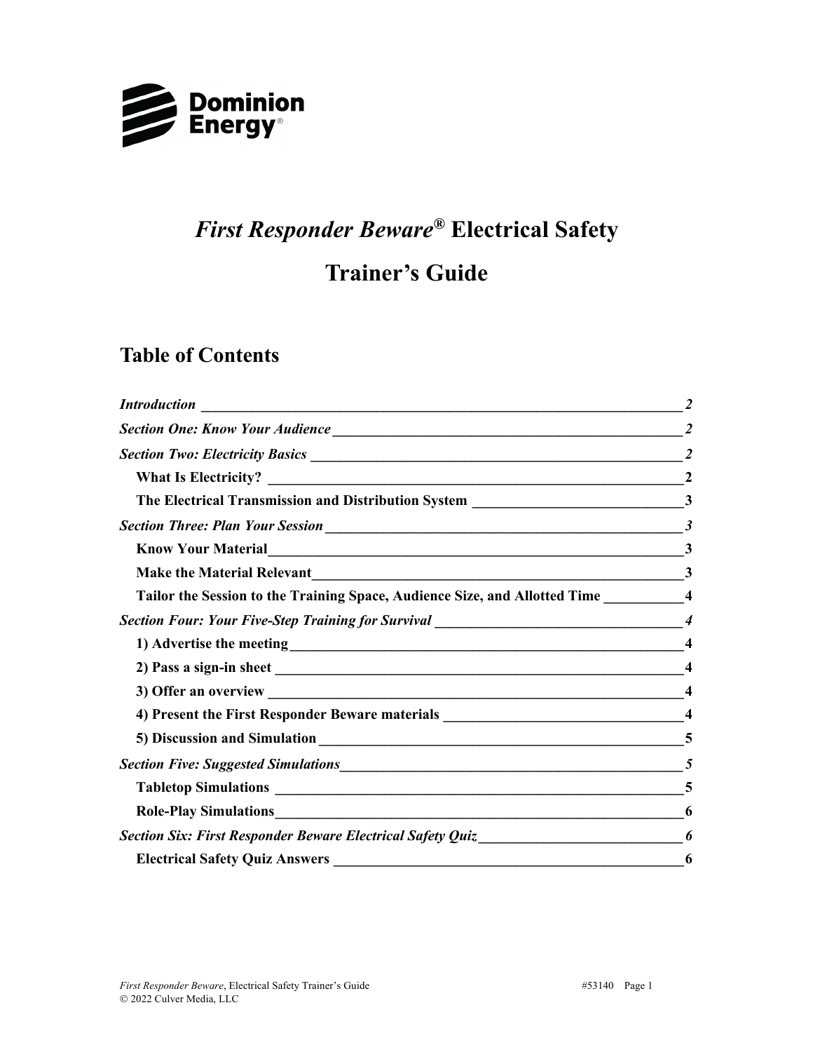Dominion Energy®

# *First Responder Beware®* Electrical Safety

# Trainer's Guide

## Table of Contents

*Introduction* — *2*

*Section One: Know Your Audience* — *2*

*Section Two: Electricity Basics* — *2*

- **What Is Electricity?** — **2**
- **The Electrical Transmission and Distribution System** — **3**

*Section Three: Plan Your Session* — *3*

- **Know Your Material** — **3**
- **Make the Material Relevant** — **3**
- **Tailor the Session to the Training Space, Audience Size, and Allotted Time** — **4**

*Section Four: Your Five-Step Training for Survival* — *4*

- **1) Advertise the meeting** — **4**
- **2) Pass a sign-in sheet** — **4**
- **3) Offer an overview** — **4**
- **4) Present the First Responder Beware materials** — **4**
- **5) Discussion and Simulation** — **5**

*Section Five: Suggested Simulations* — *5*

- **Tabletop Simulations** — **5**
- **Role-Play Simulations** — **6**

*Section Six: First Responder Beware Electrical Safety Quiz* — *6*

- **Electrical Safety Quiz Answers** — **6**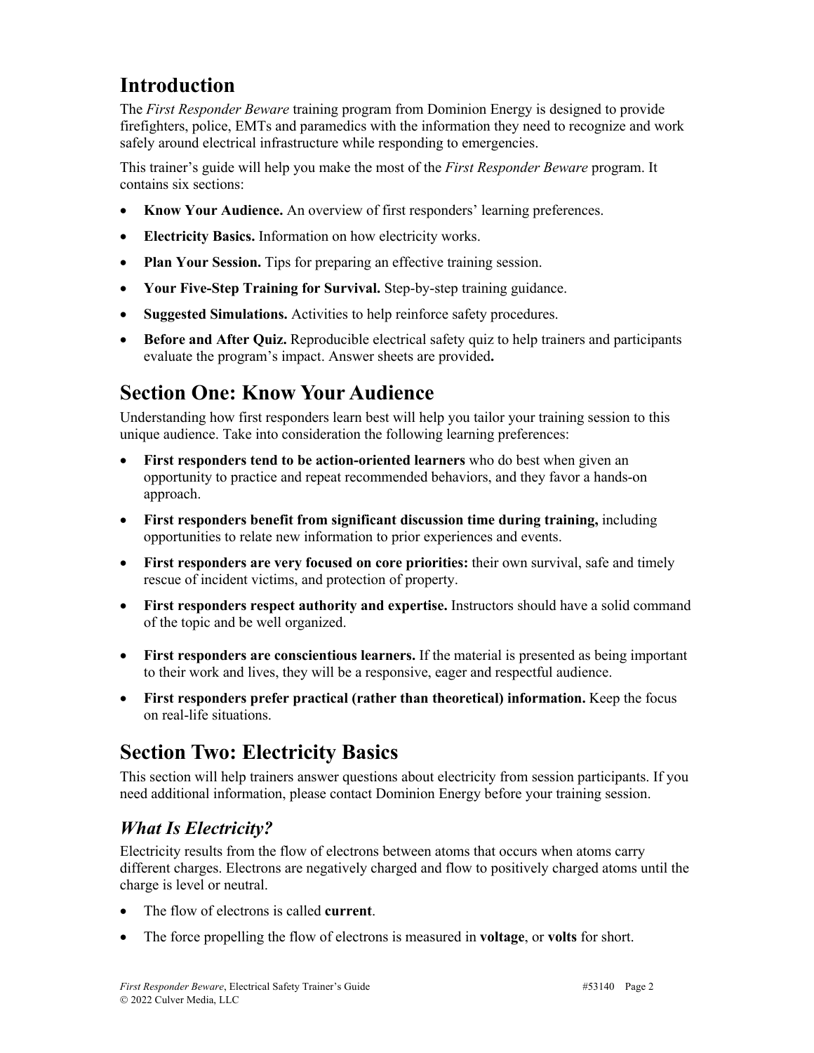## Introduction

The *First Responder Beware* training program from Dominion Energy is designed to provide firefighters, police, EMTs and paramedics with the information they need to recognize and work safely around electrical infrastructure while responding to emergencies.

This trainer's guide will help you make the most of the *First Responder Beware* program. It contains six sections:

- **Know Your Audience.** An overview of first responders' learning preferences.
- **Electricity Basics.** Information on how electricity works.
- **Plan Your Session.** Tips for preparing an effective training session.
- **Your Five-Step Training for Survival.** Step-by-step training guidance.
- **Suggested Simulations.** Activities to help reinforce safety procedures.
- **Before and After Quiz.** Reproducible electrical safety quiz to help trainers and participants evaluate the program's impact. Answer sheets are provided**.**

## Section One: Know Your Audience

Understanding how first responders learn best will help you tailor your training session to this unique audience. Take into consideration the following learning preferences:

- **First responders tend to be action-oriented learners** who do best when given an opportunity to practice and repeat recommended behaviors, and they favor a hands-on approach.
- **First responders benefit from significant discussion time during training,** including opportunities to relate new information to prior experiences and events.
- **First responders are very focused on core priorities:** their own survival, safe and timely rescue of incident victims, and protection of property.
- **First responders respect authority and expertise.** Instructors should have a solid command of the topic and be well organized.
- **First responders are conscientious learners.** If the material is presented as being important to their work and lives, they will be a responsive, eager and respectful audience.
- **First responders prefer practical (rather than theoretical) information.** Keep the focus on real-life situations.

## Section Two: Electricity Basics

This section will help trainers answer questions about electricity from session participants. If you need additional information, please contact Dominion Energy before your training session.

### *What Is Electricity?*

Electricity results from the flow of electrons between atoms that occurs when atoms carry different charges. Electrons are negatively charged and flow to positively charged atoms until the charge is level or neutral.

- The flow of electrons is called **current**.
- The force propelling the flow of electrons is measured in **voltage**, or **volts** for short.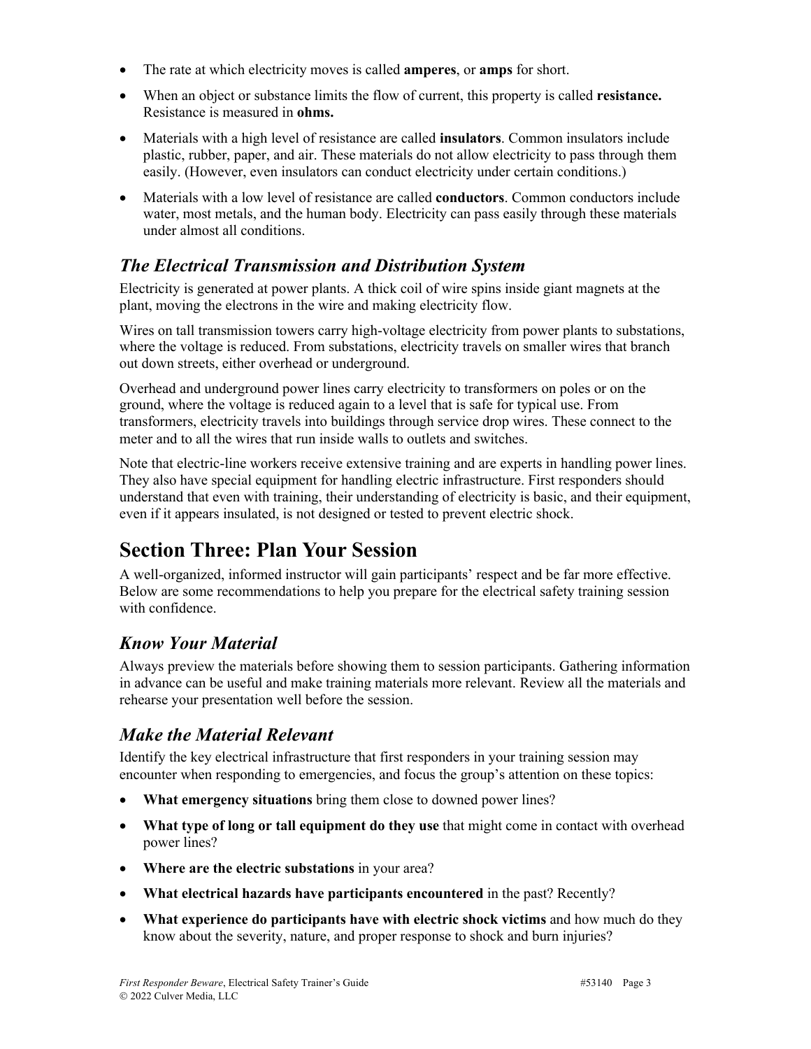- The rate at which electricity moves is called **amperes**, or **amps** for short.
- When an object or substance limits the flow of current, this property is called **resistance.** Resistance is measured in **ohms.**
- Materials with a high level of resistance are called **insulators**. Common insulators include plastic, rubber, paper, and air. These materials do not allow electricity to pass through them easily. (However, even insulators can conduct electricity under certain conditions.)
- Materials with a low level of resistance are called **conductors**. Common conductors include water, most metals, and the human body. Electricity can pass easily through these materials under almost all conditions.

## *The Electrical Transmission and Distribution System*

Electricity is generated at power plants. A thick coil of wire spins inside giant magnets at the plant, moving the electrons in the wire and making electricity flow.

Wires on tall transmission towers carry high-voltage electricity from power plants to substations, where the voltage is reduced. From substations, electricity travels on smaller wires that branch out down streets, either overhead or underground.

Overhead and underground power lines carry electricity to transformers on poles or on the ground, where the voltage is reduced again to a level that is safe for typical use. From transformers, electricity travels into buildings through service drop wires. These connect to the meter and to all the wires that run inside walls to outlets and switches.

Note that electric-line workers receive extensive training and are experts in handling power lines. They also have special equipment for handling electric infrastructure. First responders should understand that even with training, their understanding of electricity is basic, and their equipment, even if it appears insulated, is not designed or tested to prevent electric shock.

# Section Three: Plan Your Session

A well-organized, informed instructor will gain participants' respect and be far more effective. Below are some recommendations to help you prepare for the electrical safety training session with confidence.

## *Know Your Material*

Always preview the materials before showing them to session participants. Gathering information in advance can be useful and make training materials more relevant. Review all the materials and rehearse your presentation well before the session.

## *Make the Material Relevant*

Identify the key electrical infrastructure that first responders in your training session may encounter when responding to emergencies, and focus the group's attention on these topics:

- **What emergency situations** bring them close to downed power lines?
- **What type of long or tall equipment do they use** that might come in contact with overhead power lines?
- **Where are the electric substations** in your area?
- **What electrical hazards have participants encountered** in the past? Recently?
- **What experience do participants have with electric shock victims** and how much do they know about the severity, nature, and proper response to shock and burn injuries?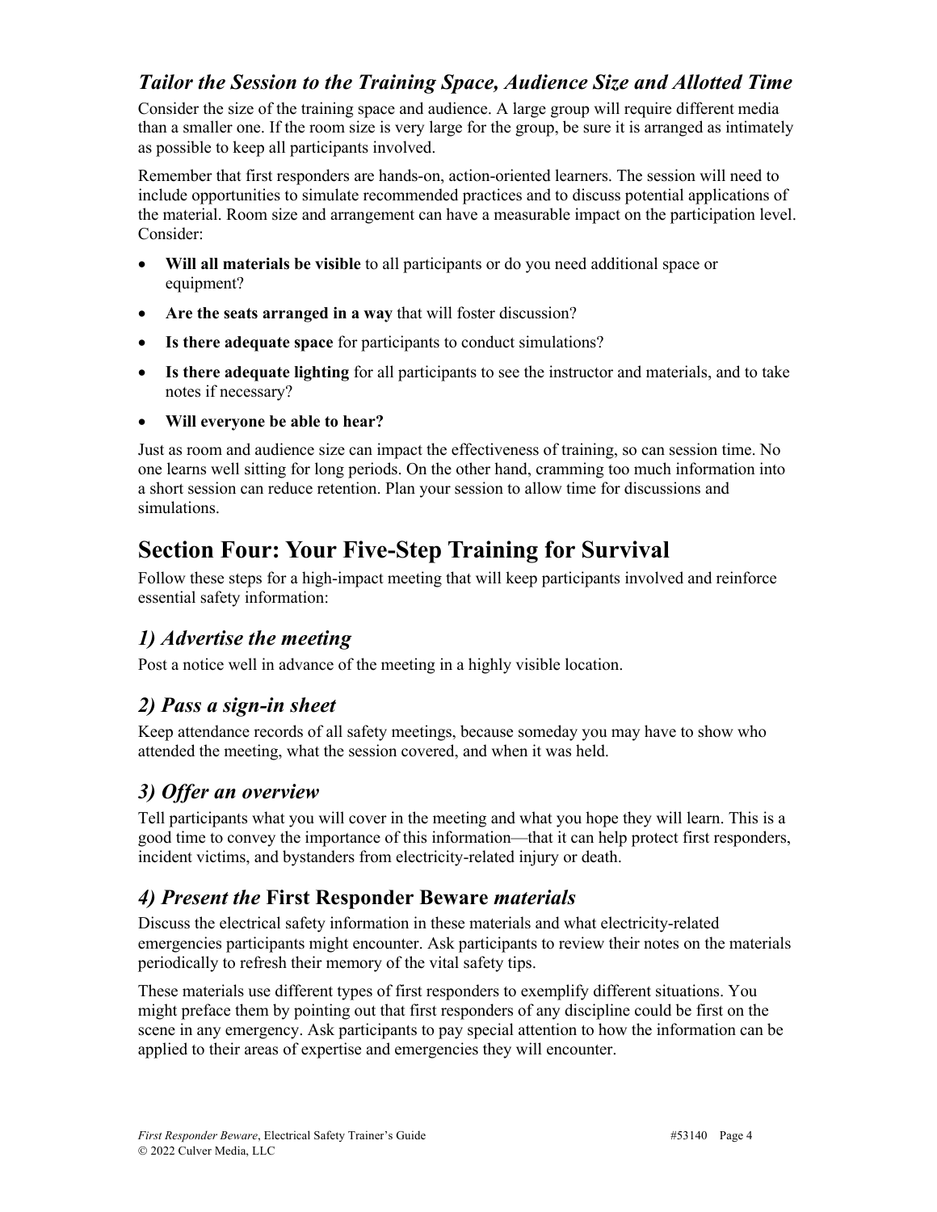### *Tailor the Session to the Training Space, Audience Size and Allotted Time*

Consider the size of the training space and audience. A large group will require different media than a smaller one. If the room size is very large for the group, be sure it is arranged as intimately as possible to keep all participants involved.

Remember that first responders are hands-on, action-oriented learners. The session will need to include opportunities to simulate recommended practices and to discuss potential applications of the material. Room size and arrangement can have a measurable impact on the participation level. Consider:

- **Will all materials be visible** to all participants or do you need additional space or equipment?
- **Are the seats arranged in a way** that will foster discussion?
- **Is there adequate space** for participants to conduct simulations?
- **Is there adequate lighting** for all participants to see the instructor and materials, and to take notes if necessary?
- **Will everyone be able to hear?**

Just as room and audience size can impact the effectiveness of training, so can session time. No one learns well sitting for long periods. On the other hand, cramming too much information into a short session can reduce retention. Plan your session to allow time for discussions and simulations.

## Section Four: Your Five-Step Training for Survival

Follow these steps for a high-impact meeting that will keep participants involved and reinforce essential safety information:

### *1) Advertise the meeting*

Post a notice well in advance of the meeting in a highly visible location.

### *2) Pass a sign-in sheet*

Keep attendance records of all safety meetings, because someday you may have to show who attended the meeting, what the session covered, and when it was held.

### *3) Offer an overview*

Tell participants what you will cover in the meeting and what you hope they will learn. This is a good time to convey the importance of this information—that it can help protect first responders, incident victims, and bystanders from electricity-related injury or death.

### *4) Present the* **First Responder Beware** *materials*

Discuss the electrical safety information in these materials and what electricity-related emergencies participants might encounter. Ask participants to review their notes on the materials periodically to refresh their memory of the vital safety tips.

These materials use different types of first responders to exemplify different situations. You might preface them by pointing out that first responders of any discipline could be first on the scene in any emergency. Ask participants to pay special attention to how the information can be applied to their areas of expertise and emergencies they will encounter.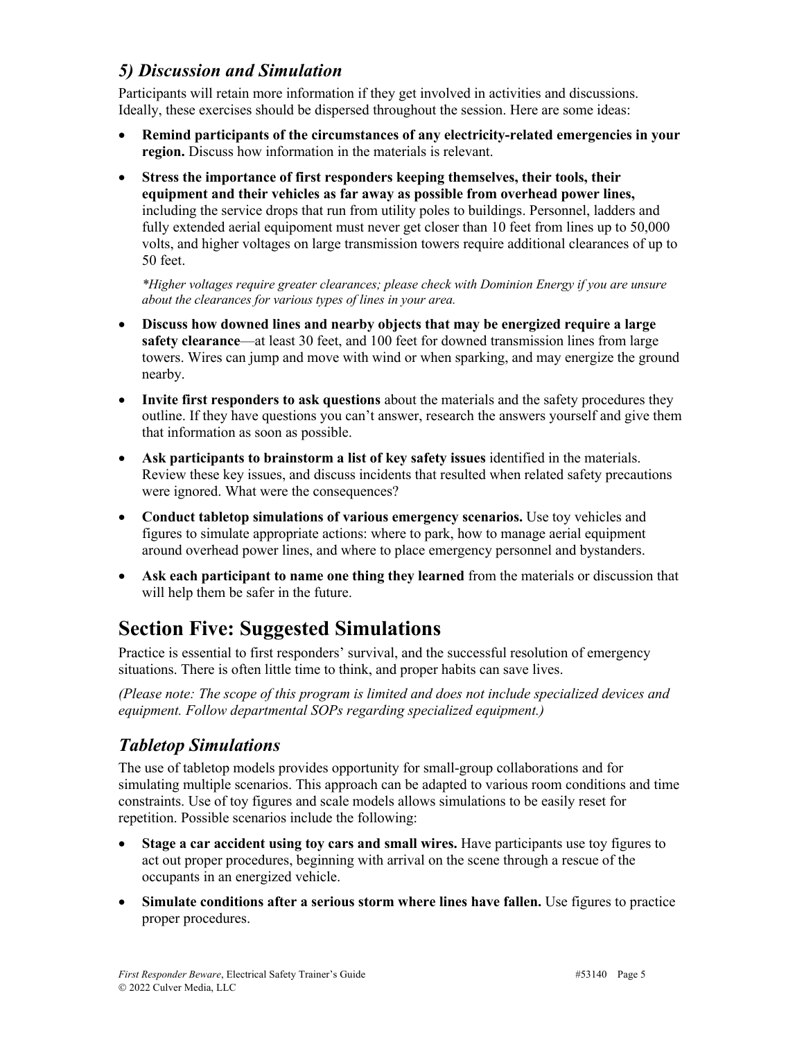### *5) Discussion and Simulation*

Participants will retain more information if they get involved in activities and discussions. Ideally, these exercises should be dispersed throughout the session. Here are some ideas:

- **Remind participants of the circumstances of any electricity-related emergencies in your region.** Discuss how information in the materials is relevant.
- **Stress the importance of first responders keeping themselves, their tools, their equipment and their vehicles as far away as possible from overhead power lines,** including the service drops that run from utility poles to buildings. Personnel, ladders and fully extended aerial equipoment must never get closer than 10 feet from lines up to 50,000 volts, and higher voltages on large transmission towers require additional clearances of up to 50 feet.

  *\*Higher voltages require greater clearances; please check with Dominion Energy if you are unsure about the clearances for various types of lines in your area.*

- **Discuss how downed lines and nearby objects that may be energized require a large safety clearance**—at least 30 feet, and 100 feet for downed transmission lines from large towers. Wires can jump and move with wind or when sparking, and may energize the ground nearby.
- **Invite first responders to ask questions** about the materials and the safety procedures they outline. If they have questions you can't answer, research the answers yourself and give them that information as soon as possible.
- **Ask participants to brainstorm a list of key safety issues** identified in the materials. Review these key issues, and discuss incidents that resulted when related safety precautions were ignored. What were the consequences?
- **Conduct tabletop simulations of various emergency scenarios.** Use toy vehicles and figures to simulate appropriate actions: where to park, how to manage aerial equipment around overhead power lines, and where to place emergency personnel and bystanders.
- **Ask each participant to name one thing they learned** from the materials or discussion that will help them be safer in the future.

## Section Five: Suggested Simulations

Practice is essential to first responders' survival, and the successful resolution of emergency situations. There is often little time to think, and proper habits can save lives.

*(Please note: The scope of this program is limited and does not include specialized devices and equipment. Follow departmental SOPs regarding specialized equipment.)*

### *Tabletop Simulations*

The use of tabletop models provides opportunity for small-group collaborations and for simulating multiple scenarios. This approach can be adapted to various room conditions and time constraints. Use of toy figures and scale models allows simulations to be easily reset for repetition. Possible scenarios include the following:

- **Stage a car accident using toy cars and small wires.** Have participants use toy figures to act out proper procedures, beginning with arrival on the scene through a rescue of the occupants in an energized vehicle.
- **Simulate conditions after a serious storm where lines have fallen.** Use figures to practice proper procedures.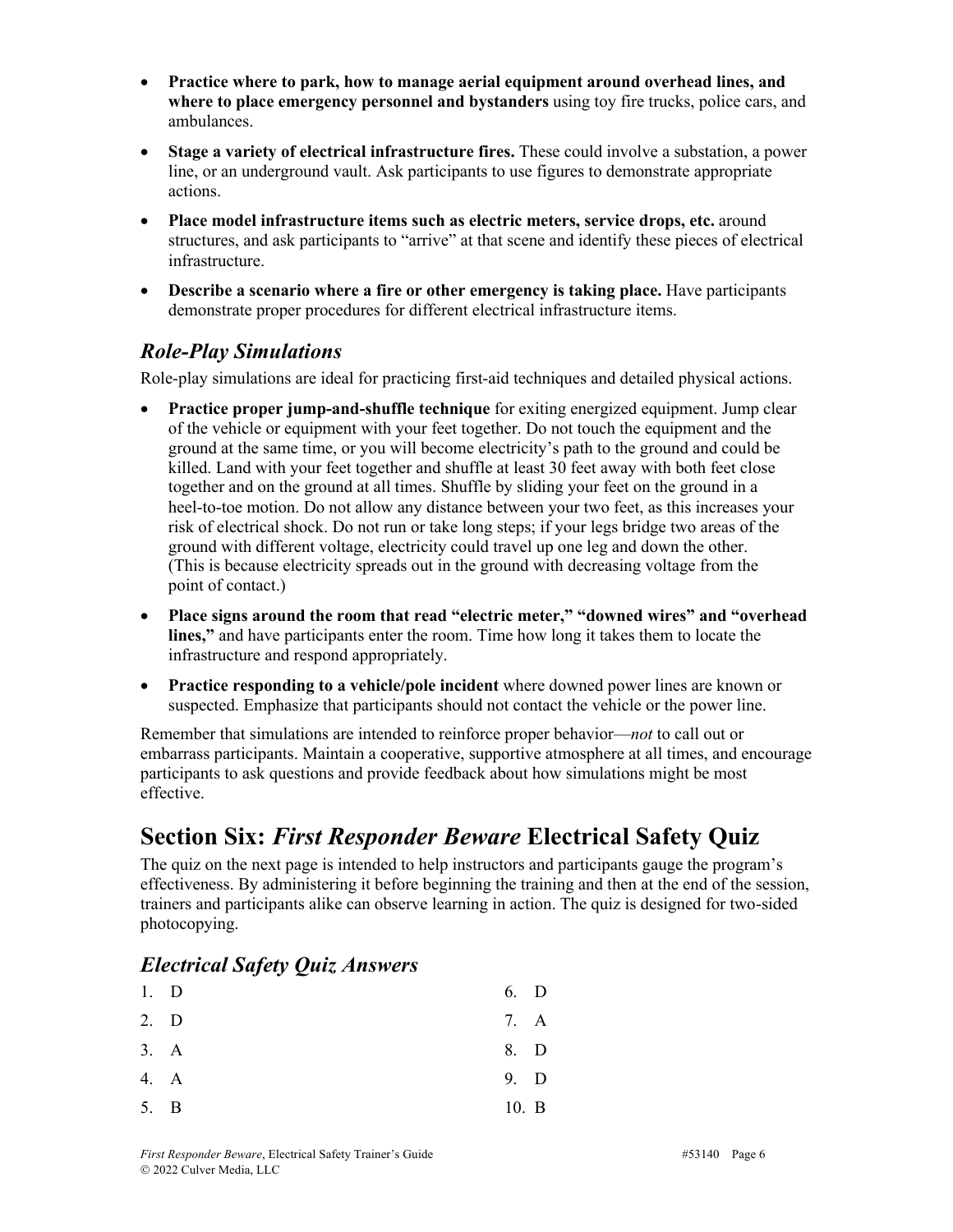- **Practice where to park, how to manage aerial equipment around overhead lines, and where to place emergency personnel and bystanders** using toy fire trucks, police cars, and ambulances.
- **Stage a variety of electrical infrastructure fires.** These could involve a substation, a power line, or an underground vault. Ask participants to use figures to demonstrate appropriate actions.
- **Place model infrastructure items such as electric meters, service drops, etc.** around structures, and ask participants to "arrive" at that scene and identify these pieces of electrical infrastructure.
- **Describe a scenario where a fire or other emergency is taking place.** Have participants demonstrate proper procedures for different electrical infrastructure items.

### *Role-Play Simulations*

Role-play simulations are ideal for practicing first-aid techniques and detailed physical actions.

- **Practice proper jump-and-shuffle technique** for exiting energized equipment. Jump clear of the vehicle or equipment with your feet together. Do not touch the equipment and the ground at the same time, or you will become electricity's path to the ground and could be killed. Land with your feet together and shuffle at least 30 feet away with both feet close together and on the ground at all times. Shuffle by sliding your feet on the ground in a heel-to-toe motion. Do not allow any distance between your two feet, as this increases your risk of electrical shock. Do not run or take long steps; if your legs bridge two areas of the ground with different voltage, electricity could travel up one leg and down the other. (This is because electricity spreads out in the ground with decreasing voltage from the point of contact.)
- **Place signs around the room that read "electric meter," "downed wires" and "overhead lines,"** and have participants enter the room. Time how long it takes them to locate the infrastructure and respond appropriately.
- **Practice responding to a vehicle/pole incident** where downed power lines are known or suspected. Emphasize that participants should not contact the vehicle or the power line.

Remember that simulations are intended to reinforce proper behavior—*not* to call out or embarrass participants. Maintain a cooperative, supportive atmosphere at all times, and encourage participants to ask questions and provide feedback about how simulations might be most effective.

## Section Six: *First Responder Beware* Electrical Safety Quiz

The quiz on the next page is intended to help instructors and participants gauge the program's effectiveness. By administering it before beginning the training and then at the end of the session, trainers and participants alike can observe learning in action. The quiz is designed for two-sided photocopying.

### *Electrical Safety Quiz Answers*

1. D
2. D
3. A
4. A
5. B
6. D
7. A
8. D
9. D
10. B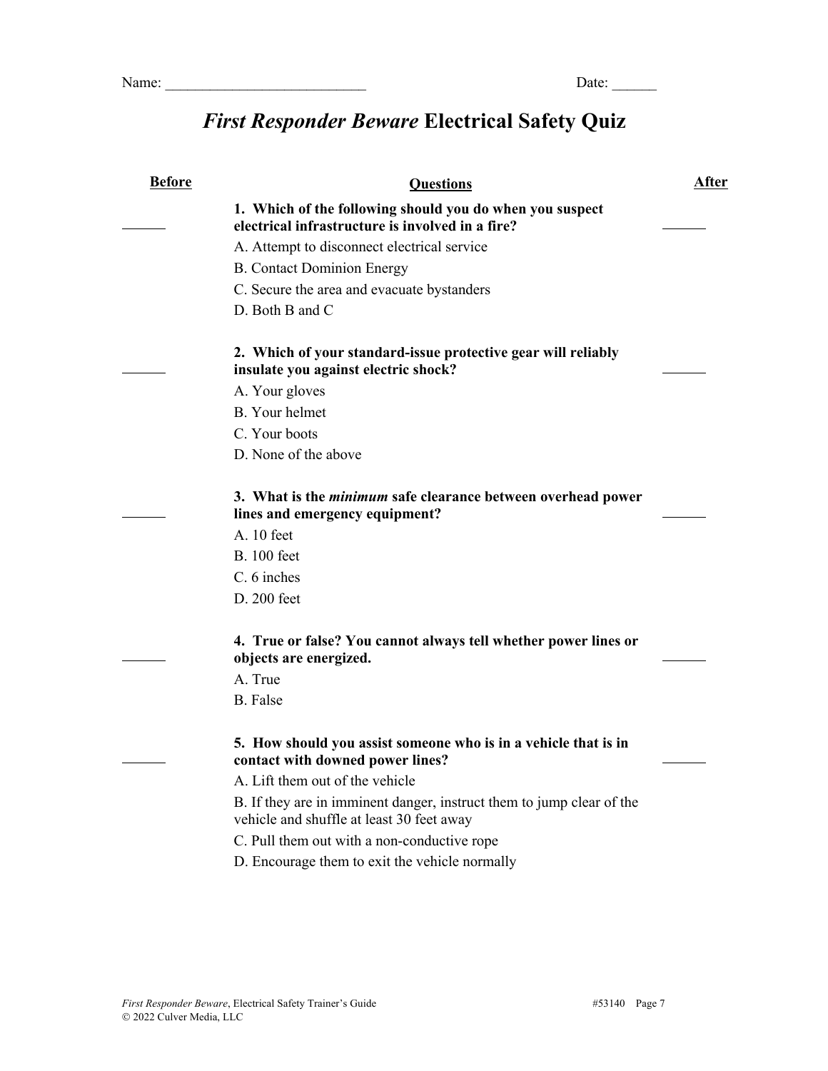Name: ___________________________ Date: ______

# *First Responder Beware* Electrical Safety Quiz

**Before** | **Questions** | **After**

______ **1. Which of the following should you do when you suspect electrical infrastructure is involved in a fire?** ______

A. Attempt to disconnect electrical service

B. Contact Dominion Energy

C. Secure the area and evacuate bystanders

D. Both B and C

______ **2. Which of your standard-issue protective gear will reliably insulate you against electric shock?** ______

A. Your gloves

B. Your helmet

C. Your boots

D. None of the above

______ **3. What is the *minimum* safe clearance between overhead power lines and emergency equipment?** ______

A. 10 feet

B. 100 feet

C. 6 inches

D. 200 feet

______ **4. True or false? You cannot always tell whether power lines or objects are energized.** ______

A. True

B. False

______ **5. How should you assist someone who is in a vehicle that is in contact with downed power lines?** ______

A. Lift them out of the vehicle

B. If they are in imminent danger, instruct them to jump clear of the vehicle and shuffle at least 30 feet away

C. Pull them out with a non-conductive rope

D. Encourage them to exit the vehicle normally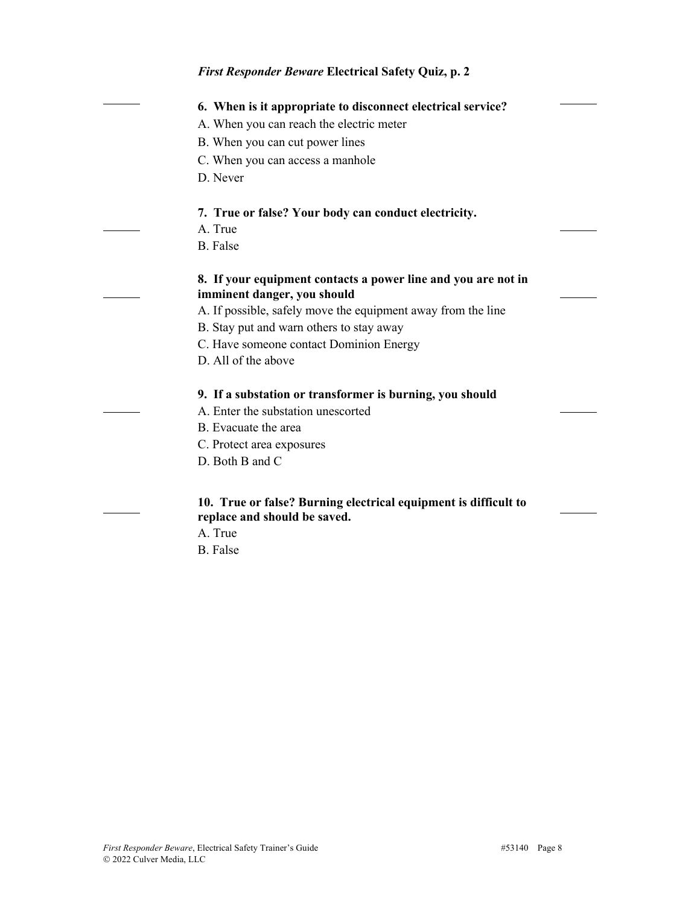*First Responder Beware* **Electrical Safety Quiz, p. 2**

**6. When is it appropriate to disconnect electrical service?**

A. When you can reach the electric meter

B. When you can cut power lines

C. When you can access a manhole

D. Never

**7. True or false? Your body can conduct electricity.**

A. True

B. False

**8. If your equipment contacts a power line and you are not in imminent danger, you should**

A. If possible, safely move the equipment away from the line

B. Stay put and warn others to stay away

C. Have someone contact Dominion Energy

D. All of the above

**9. If a substation or transformer is burning, you should**

A. Enter the substation unescorted

B. Evacuate the area

C. Protect area exposures

D. Both B and C

**10. True or false? Burning electrical equipment is difficult to replace and should be saved.**

A. True

B. False